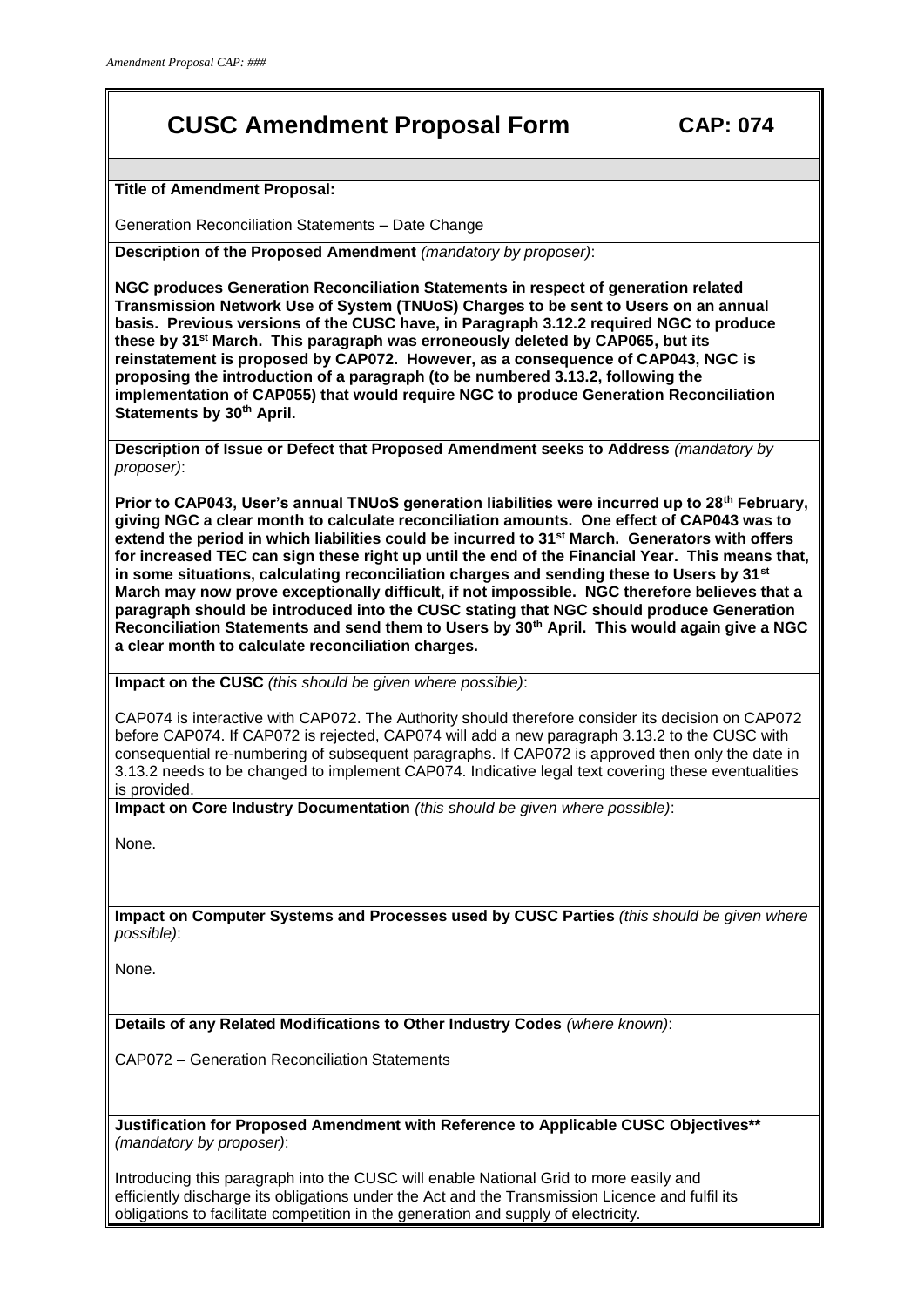# CUSC Amendment Proposal Form

**CAP: 074**

**Title of Amendment Proposal:**

Generation Reconciliation Statements – Date Change

**Description of the Proposed Amendment** *(mandatory by proposer)*:

**NGC produces Generation Reconciliation Statements in respect of generation related Transmission Network Use of System (TNUoS) Charges to be sent to Users on an annual basis. Previous versions of the CUSC have, in Paragraph 3.12.2 required NGC to produce these by 31st March. This paragraph was erroneously deleted by CAP065, but its reinstatement is proposed by CAP072. However, as a consequence of CAP043, NGC is proposing the introduction of a paragraph (to be numbered 3.13.2, following the implementation of CAP055) that would require NGC to produce Generation Reconciliation Statements by 30th April.**

**Description of Issue or Defect that Proposed Amendment seeks to Address** *(mandatory by proposer)*:

**Prior to CAP043, User's annual TNUoS generation liabilities were incurred up to 28th February, giving NGC a clear month to calculate reconciliation amounts. One effect of CAP043 was to extend the period in which liabilities could be incurred to 31st March. Generators with offers for increased TEC can sign these right up until the end of the Financial Year. This means that, in some situations, calculating reconciliation charges and sending these to Users by 31st March may now prove exceptionally difficult, if not impossible. NGC therefore believes that a paragraph should be introduced into the CUSC stating that NGC should produce Generation Reconciliation Statements and send them to Users by 30th April. This would again give a NGC a clear month to calculate reconciliation charges.**

**Impact on the CUSC** *(this should be given where possible)*:

CAP074 is interactive with CAP072. The Authority should therefore consider its decision on CAP072 before CAP074. If CAP072 is rejected, CAP074 will add a new paragraph 3.13.2 to the CUSC with consequential re-numbering of subsequent paragraphs. If CAP072 is approved then only the date in 3.13.2 needs to be changed to implement CAP074. Indicative legal text covering these eventualities is provided.

**Impact on Core Industry Documentation** *(this should be given where possible)*:

None.

**Impact on Computer Systems and Processes used by CUSC Parties** *(this should be given where possible)*:

None.

**Details of any Related Modifications to Other Industry Codes** *(where known)*:

CAP072 – Generation Reconciliation Statements

**Justification for Proposed Amendment with Reference to Applicable CUSC Objectives**** *(mandatory by proposer)*:

Introducing this paragraph into the CUSC will enable National Grid to more easily and efficiently discharge its obligations under the Act and the Transmission Licence and fulfil its obligations to facilitate competition in the generation and supply of electricity.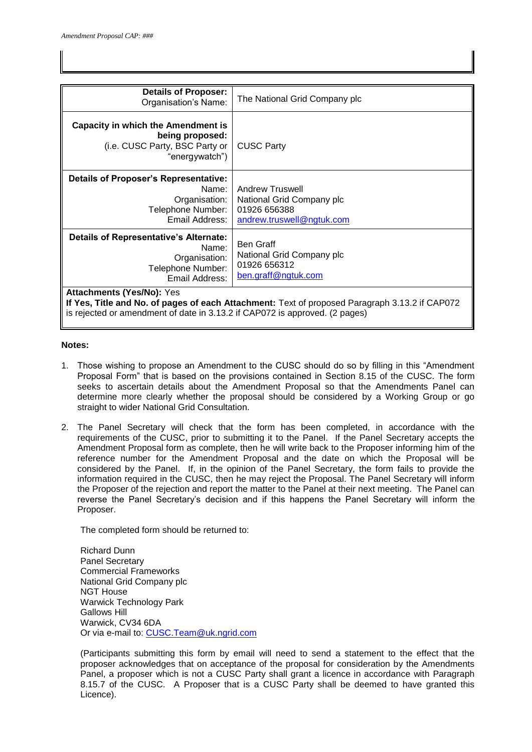| | |
|---|---|
| **Details of Proposer:** Organisation's Name: | The National Grid Company plc |
| **Capacity in which the Amendment is being proposed:** (i.e. CUSC Party, BSC Party or "energywatch") | CUSC Party |
| **Details of Proposer's Representative:** Name: Organisation: Telephone Number: Email Address: | Andrew Truswell National Grid Company plc 01926 656388 andrew.truswell@ngtuk.com |
| **Details of Representative's Alternate:** Name: Organisation: Telephone Number: Email Address: | Ben Graff National Grid Company plc 01926 656312 ben.graff@ngtuk.com |
| **Attachments (Yes/No):** Yes **If Yes, Title and No. of pages of each Attachment:** Text of proposed Paragraph 3.13.2 if CAP072 is rejected or amendment of date in 3.13.2 if CAP072 is approved. (2 pages) | |

**Notes:**

1. Those wishing to propose an Amendment to the CUSC should do so by filling in this "Amendment Proposal Form" that is based on the provisions contained in Section 8.15 of the CUSC. The form seeks to ascertain details about the Amendment Proposal so that the Amendments Panel can determine more clearly whether the proposal should be considered by a Working Group or go straight to wider National Grid Consultation.

2. The Panel Secretary will check that the form has been completed, in accordance with the requirements of the CUSC, prior to submitting it to the Panel. If the Panel Secretary accepts the Amendment Proposal form as complete, then he will write back to the Proposer informing him of the reference number for the Amendment Proposal and the date on which the Proposal will be considered by the Panel. If, in the opinion of the Panel Secretary, the form fails to provide the information required in the CUSC, then he may reject the Proposal. The Panel Secretary will inform the Proposer of the rejection and report the matter to the Panel at their next meeting. The Panel can reverse the Panel Secretary's decision and if this happens the Panel Secretary will inform the Proposer.

   The completed form should be returned to:

   Richard Dunn
   Panel Secretary
   Commercial Frameworks
   National Grid Company plc
   NGT House
   Warwick Technology Park
   Gallows Hill
   Warwick, CV34 6DA
   Or via e-mail to: CUSC.Team@uk.ngrid.com

   (Participants submitting this form by email will need to send a statement to the effect that the proposer acknowledges that on acceptance of the proposal for consideration by the Amendments Panel, a proposer which is not a CUSC Party shall grant a licence in accordance with Paragraph 8.15.7 of the CUSC. A Proposer that is a CUSC Party shall be deemed to have granted this Licence).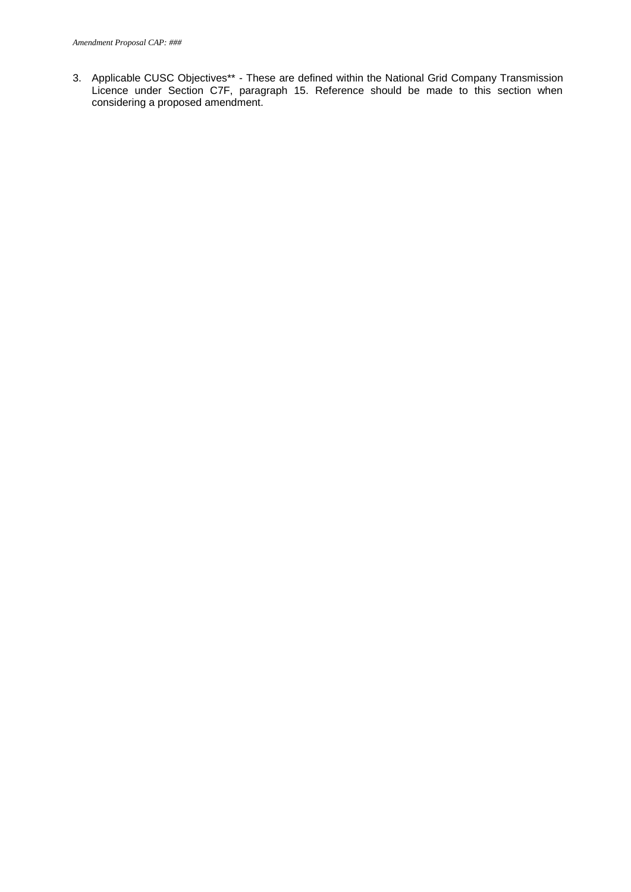3. Applicable CUSC Objectives** - These are defined within the National Grid Company Transmission Licence under Section C7F, paragraph 15. Reference should be made to this section when considering a proposed amendment.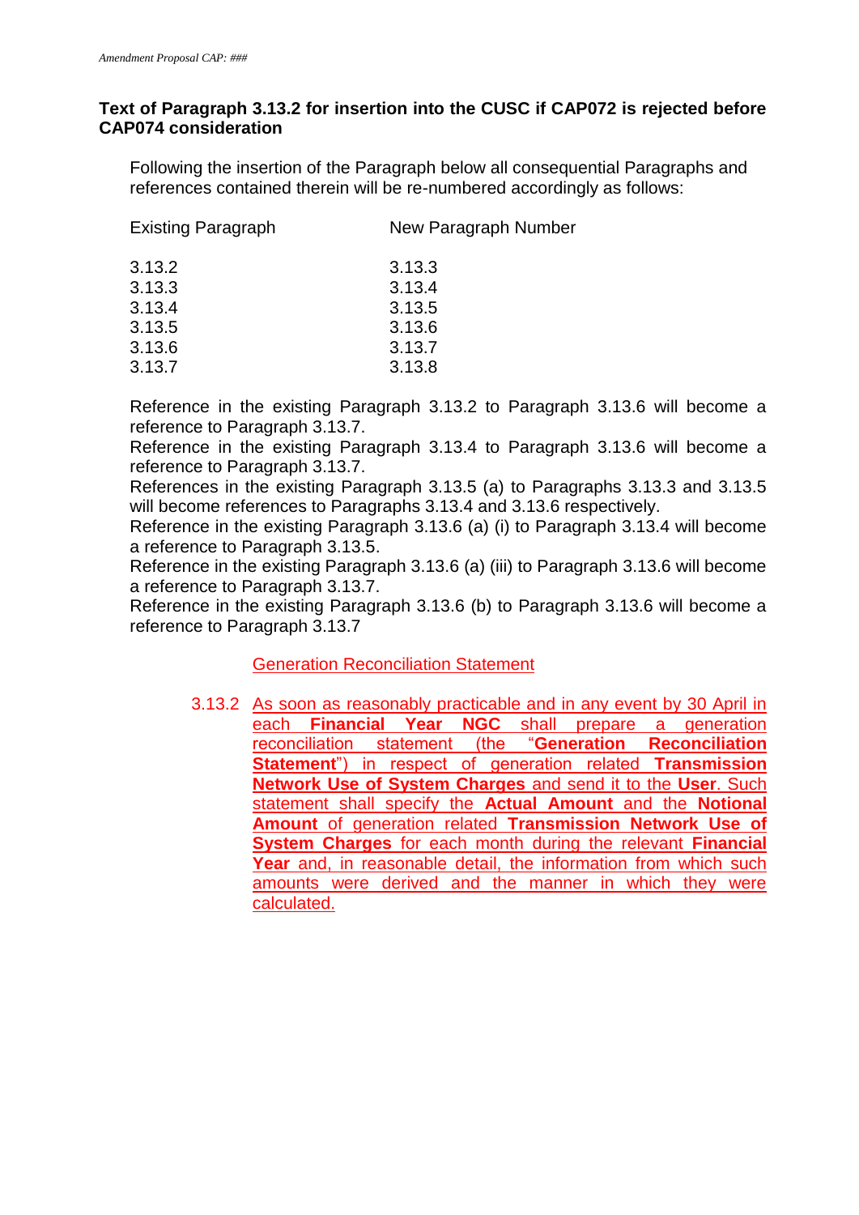**Text of Paragraph 3.13.2 for insertion into the CUSC if CAP072 is rejected before CAP074 consideration**

Following the insertion of the Paragraph below all consequential Paragraphs and references contained therein will be re-numbered accordingly as follows:

| Existing Paragraph | New Paragraph Number |
|---|---|
| 3.13.2 | 3.13.3 |
| 3.13.3 | 3.13.4 |
| 3.13.4 | 3.13.5 |
| 3.13.5 | 3.13.6 |
| 3.13.6 | 3.13.7 |
| 3.13.7 | 3.13.8 |

Reference in the existing Paragraph 3.13.2 to Paragraph 3.13.6 will become a reference to Paragraph 3.13.7.
Reference in the existing Paragraph 3.13.4 to Paragraph 3.13.6 will become a reference to Paragraph 3.13.7.
References in the existing Paragraph 3.13.5 (a) to Paragraphs 3.13.3 and 3.13.5 will become references to Paragraphs 3.13.4 and 3.13.6 respectively.
Reference in the existing Paragraph 3.13.6 (a) (i) to Paragraph 3.13.4 will become a reference to Paragraph 3.13.5.
Reference in the existing Paragraph 3.13.6 (a) (iii) to Paragraph 3.13.6 will become a reference to Paragraph 3.13.7.
Reference in the existing Paragraph 3.13.6 (b) to Paragraph 3.13.6 will become a reference to Paragraph 3.13.7

Generation Reconciliation Statement

3.13.2 As soon as reasonably practicable and in any event by 30 April in each **Financial Year NGC** shall prepare a generation reconciliation statement (the "**Generation Reconciliation Statement**") in respect of generation related **Transmission Network Use of System Charges** and send it to the **User**. Such statement shall specify the **Actual Amount** and the **Notional Amount** of generation related **Transmission Network Use of System Charges** for each month during the relevant **Financial Year** and, in reasonable detail, the information from which such amounts were derived and the manner in which they were calculated.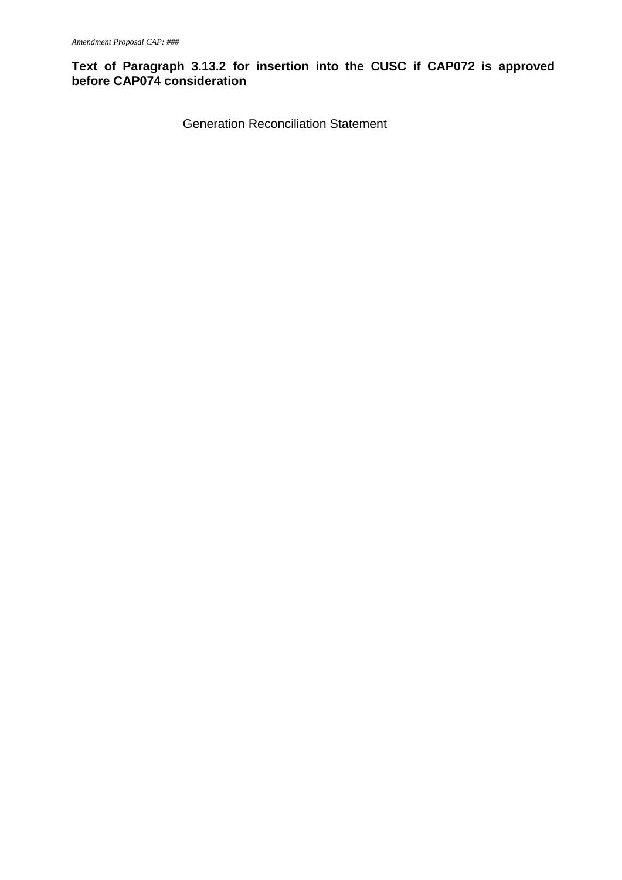**Text of Paragraph 3.13.2 for insertion into the CUSC if CAP072 is approved before CAP074 consideration**

Generation Reconciliation Statement